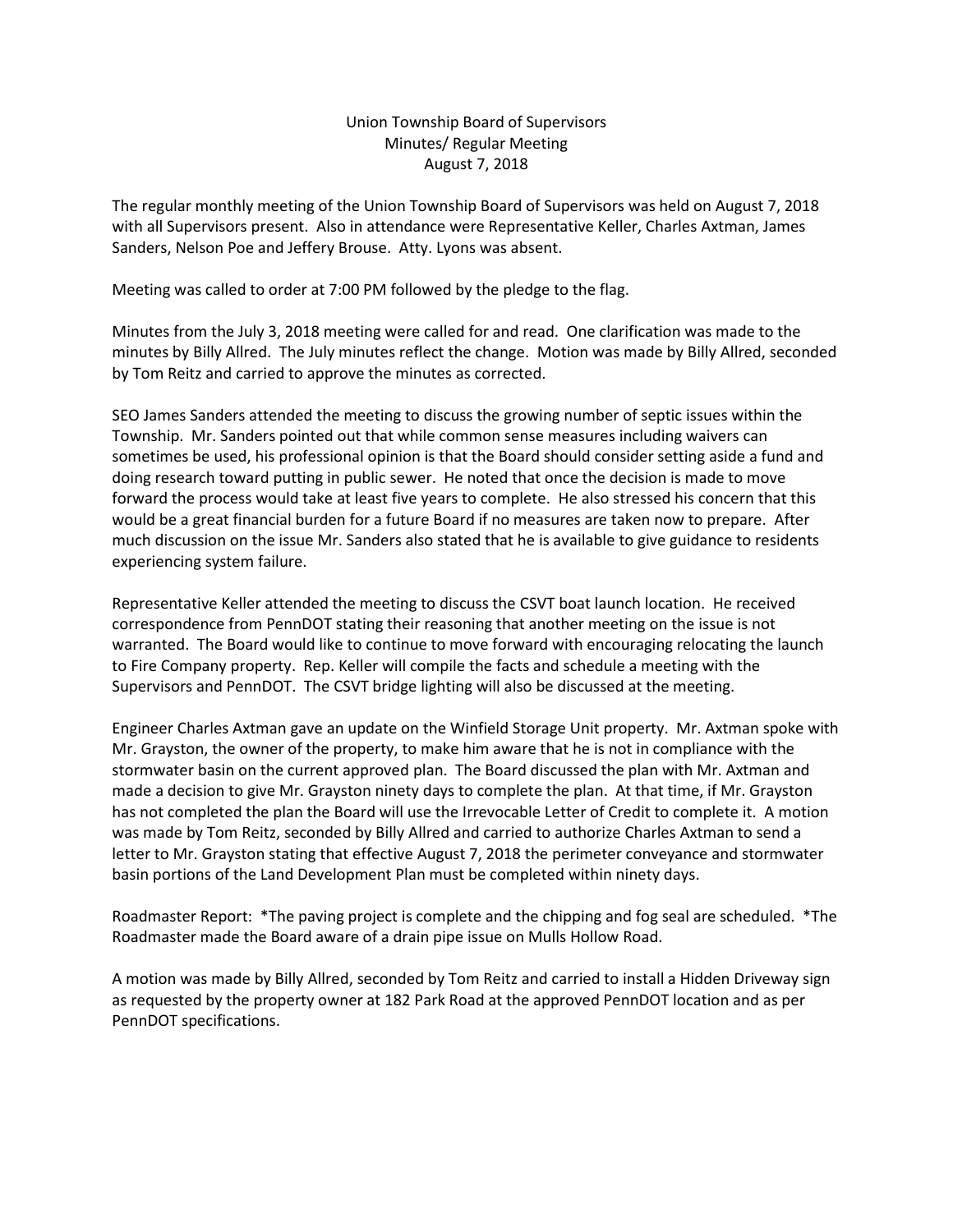# Union Township Board of Supervisors
## Minutes/ Regular Meeting
## August 7, 2018

The regular monthly meeting of the Union Township Board of Supervisors was held on August 7, 2018 with all Supervisors present. Also in attendance were Representative Keller, Charles Axtman, James Sanders, Nelson Poe and Jeffery Brouse. Atty. Lyons was absent.

Meeting was called to order at 7:00 PM followed by the pledge to the flag.

Minutes from the July 3, 2018 meeting were called for and read. One clarification was made to the minutes by Billy Allred. The July minutes reflect the change. Motion was made by Billy Allred, seconded by Tom Reitz and carried to approve the minutes as corrected.

SEO James Sanders attended the meeting to discuss the growing number of septic issues within the Township. Mr. Sanders pointed out that while common sense measures including waivers can sometimes be used, his professional opinion is that the Board should consider setting aside a fund and doing research toward putting in public sewer. He noted that once the decision is made to move forward the process would take at least five years to complete. He also stressed his concern that this would be a great financial burden for a future Board if no measures are taken now to prepare. After much discussion on the issue Mr. Sanders also stated that he is available to give guidance to residents experiencing system failure.

Representative Keller attended the meeting to discuss the CSVT boat launch location. He received correspondence from PennDOT stating their reasoning that another meeting on the issue is not warranted. The Board would like to continue to move forward with encouraging relocating the launch to Fire Company property. Rep. Keller will compile the facts and schedule a meeting with the Supervisors and PennDOT. The CSVT bridge lighting will also be discussed at the meeting.

Engineer Charles Axtman gave an update on the Winfield Storage Unit property. Mr. Axtman spoke with Mr. Grayston, the owner of the property, to make him aware that he is not in compliance with the stormwater basin on the current approved plan. The Board discussed the plan with Mr. Axtman and made a decision to give Mr. Grayston ninety days to complete the plan. At that time, if Mr. Grayston has not completed the plan the Board will use the Irrevocable Letter of Credit to complete it. A motion was made by Tom Reitz, seconded by Billy Allred and carried to authorize Charles Axtman to send a letter to Mr. Grayston stating that effective August 7, 2018 the perimeter conveyance and stormwater basin portions of the Land Development Plan must be completed within ninety days.

Roadmaster Report: *The paving project is complete and the chipping and fog seal are scheduled. *The Roadmaster made the Board aware of a drain pipe issue on Mulls Hollow Road.

A motion was made by Billy Allred, seconded by Tom Reitz and carried to install a Hidden Driveway sign as requested by the property owner at 182 Park Road at the approved PennDOT location and as per PennDOT specifications.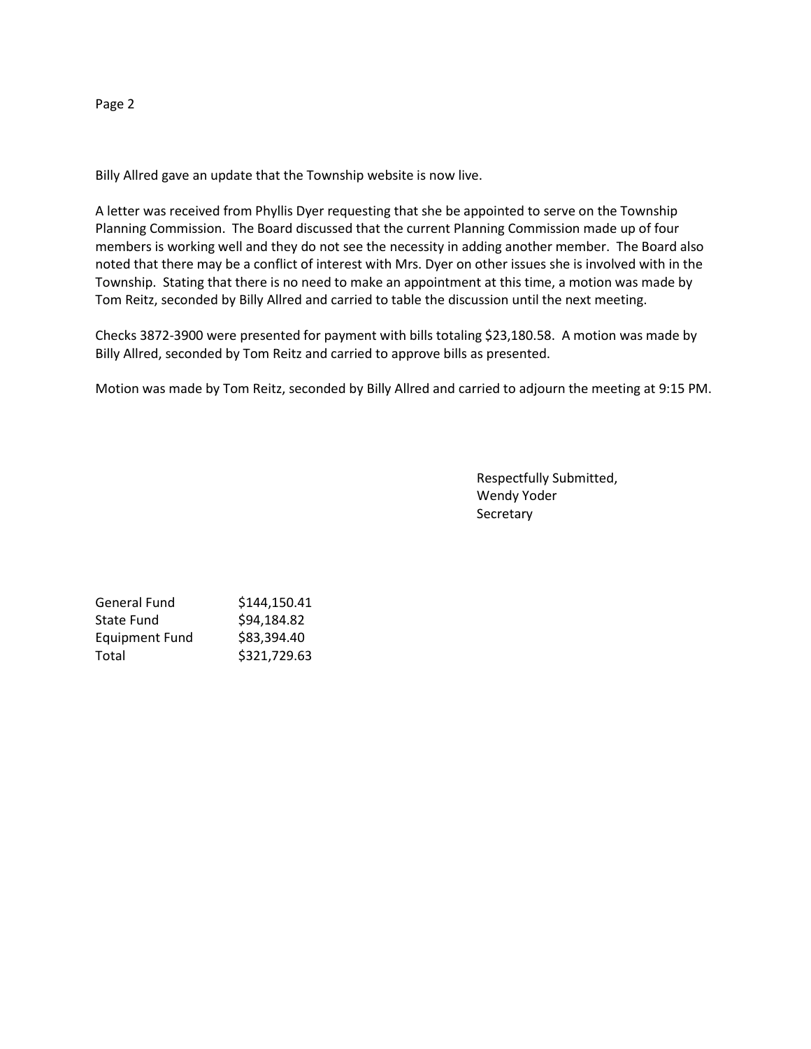Billy Allred gave an update that the Township website is now live.

A letter was received from Phyllis Dyer requesting that she be appointed to serve on the Township Planning Commission. The Board discussed that the current Planning Commission made up of four members is working well and they do not see the necessity in adding another member. The Board also noted that there may be a conflict of interest with Mrs. Dyer on other issues she is involved with in the Township. Stating that there is no need to make an appointment at this time, a motion was made by Tom Reitz, seconded by Billy Allred and carried to table the discussion until the next meeting.

Checks 3872-3900 were presented for payment with bills totaling $23,180.58. A motion was made by Billy Allred, seconded by Tom Reitz and carried to approve bills as presented.

Motion was made by Tom Reitz, seconded by Billy Allred and carried to adjourn the meeting at 9:15 PM.

Respectfully Submitted,  
Wendy Yoder  
Secretary

| | |
|---|---|
| General Fund | $144,150.41 |
| State Fund | $94,184.82 |
| Equipment Fund | $83,394.40 |
| Total | $321,729.63 |